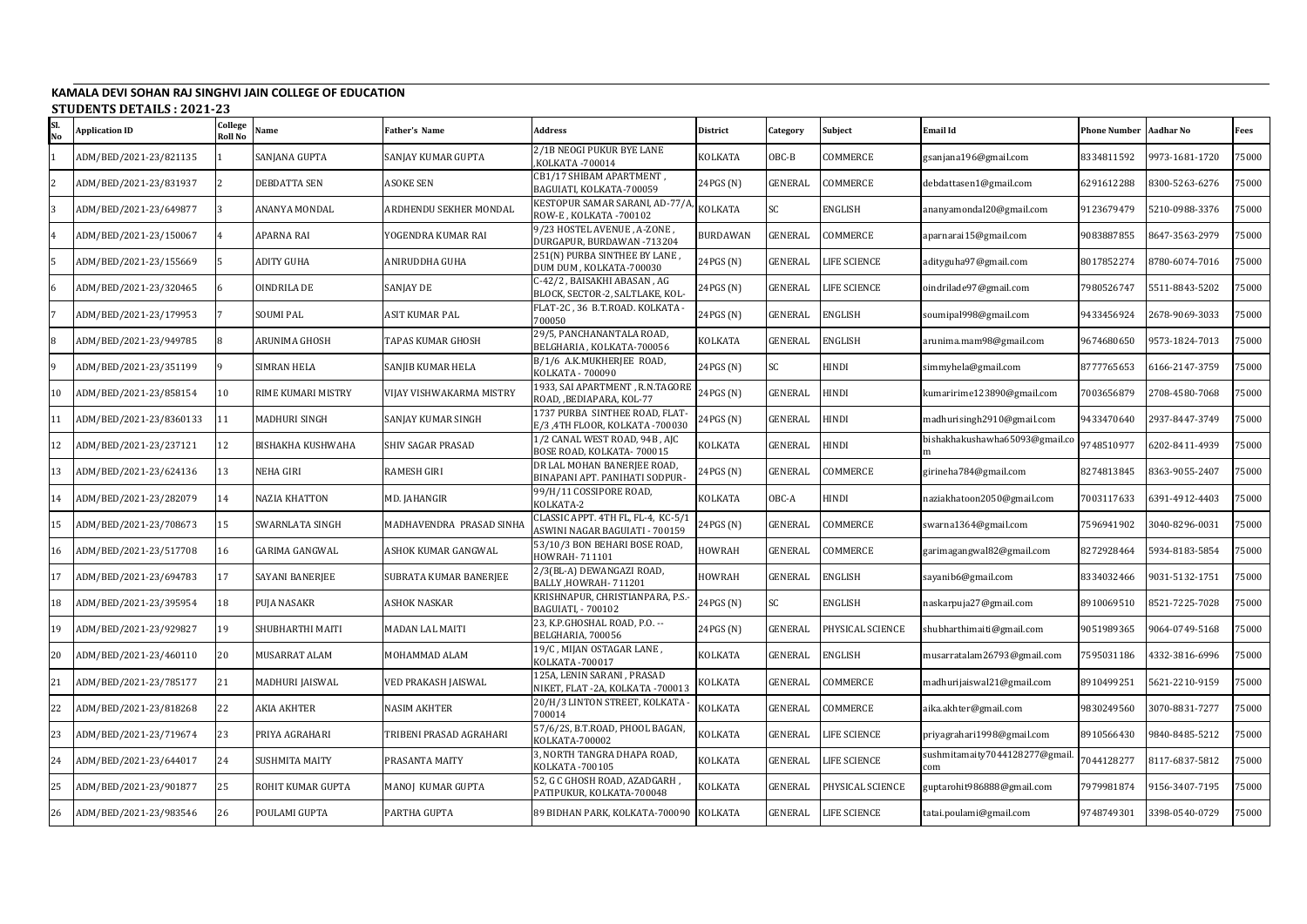**KAMALA DEVI SOHAN RAJ SINGHVI JAIN COLLEGE OF EDUCATION**

**STUDENTS DETAILS : 2021-23**

| Sl. No | Application ID | College Roll No | Name | Father's Name | Address | District | Category | Subject | Email Id | Phone Number | Aadhar No | Fees |
|---|---|---|---|---|---|---|---|---|---|---|---|---|
| 1 | ADM/BED/2021-23/821135 | 1 | SANJANA GUPTA | SANJAY KUMAR GUPTA | 2/1B NEOGI PUKUR BYE LANE ,KOLKATA -700014 | KOLKATA | OBC-B | COMMERCE | gsanjana196@gmail.com | 8334811592 | 9973-1681-1720 | 75000 |
| 2 | ADM/BED/2021-23/831937 | 2 | DEBDATTA SEN | ASOKE SEN | CB1/17 SHIBAM APARTMENT , BAGUIATI, KOLKATA-700059 | 24PGS (N) | GENERAL | COMMERCE | debdattasen1@gmail.com | 6291612288 | 8300-5263-6276 | 75000 |
| 3 | ADM/BED/2021-23/649877 | 3 | ANANYA MONDAL | ARDHENDU SEKHER MONDAL | KESTOPUR SAMAR SARANI, AD-77/A, ROW-E , KOLKATA -700102 | KOLKATA | SC | ENGLISH | ananyamondal20@gmail.com | 9123679479 | 5210-0988-3376 | 75000 |
| 4 | ADM/BED/2021-23/150067 | 4 | APARNA RAI | YOGENDRA KUMAR RAI | 9/23 HOSTEL AVENUE , A-ZONE , DURGAPUR, BURDAWAN -713204 | BURDAWAN | GENERAL | COMMERCE | aparnarai15@gmail.com | 9083887855 | 8647-3563-2979 | 75000 |
| 5 | ADM/BED/2021-23/155669 | 5 | ADITY GUHA | ANIRUDDHA GUHA | 251(N) PURBA SINTHEE BY LANE , DUM DUM , KOLKATA-700030 | 24PGS (N) | GENERAL | LIFE SCIENCE | adityguha97@gmail.com | 8017852274 | 8780-6074-7016 | 75000 |
| 6 | ADM/BED/2021-23/320465 | 6 | OINDRILA DE | SANJAY DE | C-42/2 , BAISAKHI ABASAN , AG BLOCK, SECTOR-2, SALTLAKE, KOL- | 24PGS (N) | GENERAL | LIFE SCIENCE | oindrilade97@gmail.com | 7980526747 | 5511-8843-5202 | 75000 |
| 7 | ADM/BED/2021-23/179953 | 7 | SOUMI PAL | ASIT KUMAR PAL | FLAT-2C , 36 B.T.ROAD. KOLKATA - 700050 | 24PGS (N) | GENERAL | ENGLISH | soumipal998@gmail.com | 9433456924 | 2678-9069-3033 | 75000 |
| 8 | ADM/BED/2021-23/949785 | 8 | ARUNIMA GHOSH | TAPAS KUMAR GHOSH | 29/5, PANCHANANTALA ROAD, BELGHARIA , KOLKATA-700056 | KOLKATA | GENERAL | ENGLISH | arunima.mam98@gmail.com | 9674680650 | 9573-1824-7013 | 75000 |
| 9 | ADM/BED/2021-23/351199 | 9 | SIMRAN HELA | SANJIB KUMAR HELA | B/1/6 A.K.MUKHERJEE ROAD, KOLKATA - 700090 | 24PGS (N) | SC | HINDI | simmyhela@gmail.com | 8777765653 | 6166-2147-3759 | 75000 |
| 10 | ADM/BED/2021-23/858154 | 10 | RIME KUMARI MISTRY | VIJAY VISHWAKARMA MISTRY | 1933, SAI APARTMENT , R.N.TAGORE ROAD, ,BEDIAPARA, KOL-77 | 24PGS (N) | GENERAL | HINDI | kumaririme123890@gmail.com | 7003656879 | 2708-4580-7068 | 75000 |
| 11 | ADM/BED/2021-23/8360133 | 11 | MADHURI SINGH | SANJAY KUMAR SINGH | 1737 PURBA SINTHEE ROAD, FLAT-E/3 ,4TH FLOOR, KOLKATA -700030 | 24PGS (N) | GENERAL | HINDI | madhurisingh2910@gmail.com | 9433470640 | 2937-8447-3749 | 75000 |
| 12 | ADM/BED/2021-23/237121 | 12 | BISHAKHA KUSHWAHA | SHIV SAGAR PRASAD | 1/2 CANAL WEST ROAD, 94B , AJC BOSE ROAD, KOLKATA- 700015 | KOLKATA | GENERAL | HINDI | bishakhakushawha65093@gmail.com | 9748510977 | 6202-8411-4939 | 75000 |
| 13 | ADM/BED/2021-23/624136 | 13 | NEHA GIRI | RAMESH GIRI | DR LAL MOHAN BANERJEE ROAD, BINAPANI APT. PANIHATI SODPUR- | 24PGS (N) | GENERAL | COMMERCE | girineha784@gmail.com | 8274813845 | 8363-9055-2407 | 75000 |
| 14 | ADM/BED/2021-23/282079 | 14 | NAZIA KHATTON | MD. JAHANGIR | 99/H/11 COSSIPORE ROAD, KOLKATA-2 | KOLKATA | OBC-A | HINDI | naziakhatoon2050@gmail.com | 7003117633 | 6391-4912-4403 | 75000 |
| 15 | ADM/BED/2021-23/708673 | 15 | SWARNLATA SINGH | MADHAVENDRA PRASAD SINHA | CLASSIC APPT. 4TH FL, FL-4, KC-5/1 ASWINI NAGAR BAGUIATI - 700159 | 24PGS (N) | GENERAL | COMMERCE | swarna1364@gmail.com | 7596941902 | 3040-8296-0031 | 75000 |
| 16 | ADM/BED/2021-23/517708 | 16 | GARIMA GANGWAL | ASHOK KUMAR GANGWAL | 53/10/3 BON BEHARI BOSE ROAD, HOWRAH- 711101 | HOWRAH | GENERAL | COMMERCE | garimagangwal82@gmail.com | 8272928464 | 5934-8183-5854 | 75000 |
| 17 | ADM/BED/2021-23/694783 | 17 | SAYANI BANERJEE | SUBRATA KUMAR BANERJEE | 2/3(BL-A) DEWANGAZI ROAD, BALLY ,HOWRAH- 711201 | HOWRAH | GENERAL | ENGLISH | sayanib6@gmail.com | 8334032466 | 9031-5132-1751 | 75000 |
| 18 | ADM/BED/2021-23/395954 | 18 | PUJA NASAKR | ASHOK NASKAR | KRISHNAPUR, CHRISTIANPARA, P.S.- BAGUIATI, - 700102 | 24PGS (N) | SC | ENGLISH | naskarpuja27@gmail.com | 8910069510 | 8521-7225-7028 | 75000 |
| 19 | ADM/BED/2021-23/929827 | 19 | SHUBHARTHI MAITI | MADAN LAL MAITI | 23, K.P.GHOSHAL ROAD, P.O. -- BELGHARIA, 700056 | 24PGS (N) | GENERAL | PHYSICAL SCIENCE | shubharthimaiti@gmail.com | 9051989365 | 9064-0749-5168 | 75000 |
| 20 | ADM/BED/2021-23/460110 | 20 | MUSARRAT ALAM | MOHAMMAD ALAM | 19/C , MIJAN OSTAGAR LANE , KOLKATA -700017 | KOLKATA | GENERAL | ENGLISH | musarratalam26793@gmail.com | 7595031186 | 4332-3816-6996 | 75000 |
| 21 | ADM/BED/2021-23/785177 | 21 | MADHURI JAISWAL | VED PRAKASH JAISWAL | 125A, LENIN SARANI , PRASAD NIKET, FLAT -2A, KOLKATA -700013 | KOLKATA | GENERAL | COMMERCE | madhurijaiswal21@gmail.com | 8910499251 | 5621-2210-9159 | 75000 |
| 22 | ADM/BED/2021-23/818268 | 22 | AKIA AKHTER | NASIM AKHTER | 20/H/3 LINTON STREET, KOLKATA - 700014 | KOLKATA | GENERAL | COMMERCE | aika.akhter@gmail.com | 9830249560 | 3070-8831-7277 | 75000 |
| 23 | ADM/BED/2021-23/719674 | 23 | PRIYA AGRAHARI | TRIBENI PRASAD AGRAHARI | 57/6/2S, B.T.ROAD, PHOOL BAGAN, KOLKATA-700002 | KOLKATA | GENERAL | LIFE SCIENCE | priyagrahari1998@gmail.com | 8910566430 | 9840-8485-5212 | 75000 |
| 24 | ADM/BED/2021-23/644017 | 24 | SUSHMITA MAITY | PRASANTA MAITY | 3, NORTH TANGRA DHAPA ROAD, KOLKATA -700105 | KOLKATA | GENERAL | LIFE SCIENCE | sushmitamaity7044128277@gmail.com | 7044128277 | 8117-6837-5812 | 75000 |
| 25 | ADM/BED/2021-23/901877 | 25 | ROHIT KUMAR GUPTA | MANOJ KUMAR GUPTA | 52, G C GHOSH ROAD, AZADGARH , PATIPUKUR, KOLKATA-700048 | KOLKATA | GENERAL | PHYSICAL SCIENCE | guptarohit986888@gmail.com | 7979981874 | 9156-3407-7195 | 75000 |
| 26 | ADM/BED/2021-23/983546 | 26 | POULAMI GUPTA | PARTHA GUPTA | 89 BIDHAN PARK, KOLKATA-700090 | KOLKATA | GENERAL | LIFE SCIENCE | tatai.poulami@gmail.com | 9748749301 | 3398-0540-0729 | 75000 |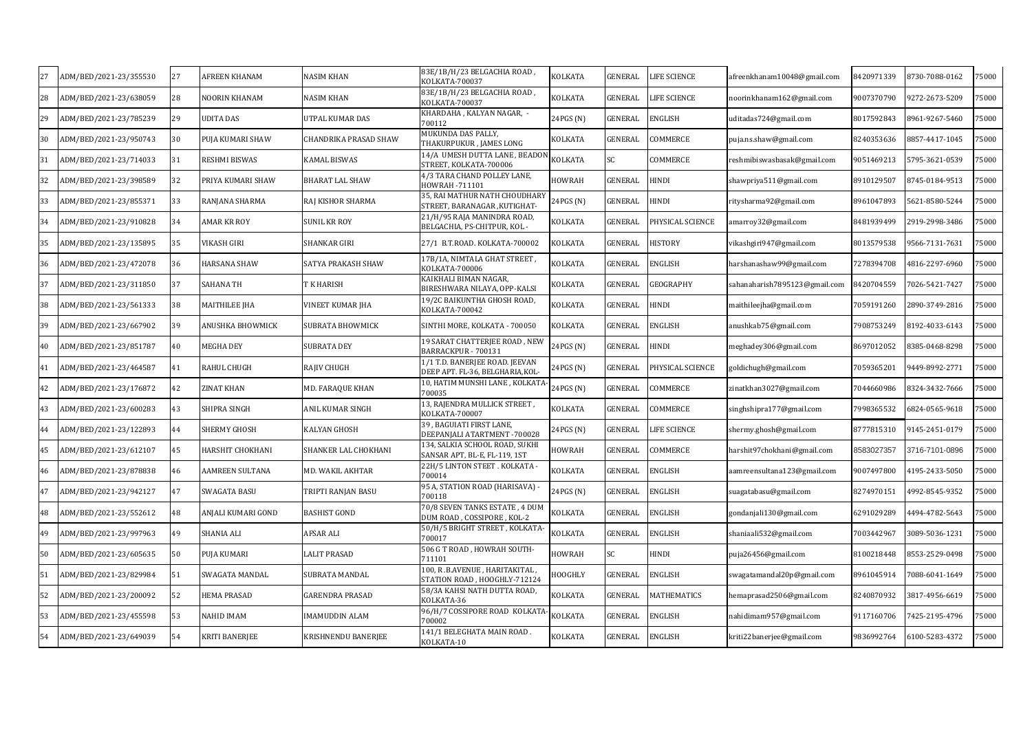| 27 | ADM/BED/2021-23/355530 | 27 | AFREEN KHANAM | NASIM KHAN | 83E/1B/H/23 BELGACHIA ROAD , KOLKATA-700037 | KOLKATA | GENERAL | LIFE SCIENCE | afreenkhanam10048@gmail.com | 8420971339 | 8730-7088-0162 | 75000 |
|---|---|---|---|---|---|---|---|---|---|---|---|---|
| 28 | ADM/BED/2021-23/638059 | 28 | NOORIN KHANAM | NASIM KHAN | 83E/1B/H/23 BELGACHIA ROAD , KOLKATA-700037 | KOLKATA | GENERAL | LIFE SCIENCE | noorinkhanam162@gmail.com | 9007370790 | 9272-2673-5209 | 75000 |
| 29 | ADM/BED/2021-23/785239 | 29 | UDITA DAS | UTPAL KUMAR DAS | KHARDAHA , KALYAN NAGAR, - 700112 | 24PGS (N) | GENERAL | ENGLISH | uditadas724@gmail.com | 8017592843 | 8961-9267-5460 | 75000 |
| 30 | ADM/BED/2021-23/950743 | 30 | PUJA KUMARI SHAW | CHANDRIKA PRASAD SHAW | MUKUNDA DAS PALLY, THAKURPUKUR , JAMES LONG | KOLKATA | GENERAL | COMMERCE | puja.n.s.shaw@gmail.com | 8240353636 | 8857-4417-1045 | 75000 |
| 31 | ADM/BED/2021-23/714033 | 31 | RESHMI BISWAS | KAMAL BISWAS | 14/A UMESH DUTTA LANE , BEADON STREET, KOLKATA-700006 | KOLKATA | SC | COMMERCE | reshmibiswasbasak@gmail.com | 9051469213 | 5795-3621-0539 | 75000 |
| 32 | ADM/BED/2021-23/398589 | 32 | PRIYA KUMARI SHAW | BHARAT LAL SHAW | 4/3 TARA CHAND POLLEY LANE, HOWRAH -711101 | HOWRAH | GENERAL | HINDI | shawpriya511@gmail.com | 8910129507 | 8745-0184-9513 | 75000 |
| 33 | ADM/BED/2021-23/855371 | 33 | RANJANA SHARMA | RAJ KISHOR SHARMA | 35, RAI MATHUR NATH CHOUDHARY STREET, BARANAGAR ,KUTIGHAT- | 24PGS (N) | GENERAL | HINDI | ritysharma92@gmail.com | 8961047893 | 5621-8580-5244 | 75000 |
| 34 | ADM/BED/2021-23/910828 | 34 | AMAR KR ROY | SUNIL KR ROY | 21/H/95 RAJA MANINDRA ROAD, BELGACHIA, PS-CHITPUR, KOL - | KOLKATA | GENERAL | PHYSICAL SCIENCE | amarroy32@gmail.com | 8481939499 | 2919-2998-3486 | 75000 |
| 35 | ADM/BED/2021-23/135895 | 35 | VIKASH GIRI | SHANKAR GIRI | 27/1 B.T.ROAD. KOLKATA-700002 | KOLKATA | GENERAL | HISTORY | vikashgiri947@gmail.com | 8013579538 | 9566-7131-7631 | 75000 |
| 36 | ADM/BED/2021-23/472078 | 36 | HARSANA SHAW | SATYA PRAKASH SHAW | 17B/1A, NIMTALA GHAT STREET , KOLKATA-700006 | KOLKATA | GENERAL | ENGLISH | harshanashaw99@gmail.com | 7278394708 | 4816-2297-6960 | 75000 |
| 37 | ADM/BED/2021-23/311850 | 37 | SAHANA TH | T K HARISH | KAIKHALI BIMAN NAGAR, BIRESHWARA NILAYA, OPP-KALSI | KOLKATA | GENERAL | GEOGRAPHY | sahanaharish7895123@gmail.com | 8420704559 | 7026-5421-7427 | 75000 |
| 38 | ADM/BED/2021-23/561333 | 38 | MAITHILEE JHA | VINEET KUMAR JHA | 19/2C BAIKUNTHA GHOSH ROAD, KOLKATA-700042 | KOLKATA | GENERAL | HINDI | maithileejha@gmail.com | 7059191260 | 2890-3749-2816 | 75000 |
| 39 | ADM/BED/2021-23/667902 | 39 | ANUSHKA BHOWMICK | SUBRATA BHOWMICK | SINTHI MORE, KOLKATA - 700050 | KOLKATA | GENERAL | ENGLISH | anushkab75@gmail.com | 7908753249 | 8192-4033-6143 | 75000 |
| 40 | ADM/BED/2021-23/851787 | 40 | MEGHA DEY | SUBRATA DEY | 19 SARAT CHATTERJEE ROAD , NEW BARRACKPUR - 700131 | 24PGS (N) | GENERAL | HINDI | meghadey306@gmail.com | 8697012052 | 8385-0468-8298 | 75000 |
| 41 | ADM/BED/2021-23/464587 | 41 | RAHUL CHUGH | RAJIV CHUGH | 1/1 T.D. BANERJEE ROAD. JEEVAN DEEP APT. FL-36, BELGHARIA,KOL- | 24PGS (N) | GENERAL | PHYSICAL SCIENCE | goldichugh@gmail.com | 7059365201 | 9449-8992-2771 | 75000 |
| 42 | ADM/BED/2021-23/176872 | 42 | ZINAT KHAN | MD. FARAQUE KHAN | 10, HATIM MUNSHI LANE , KOLKATA-700035 | 24PGS (N) | GENERAL | COMMERCE | zinatkhan3027@gmail.com | 7044660986 | 8324-3432-7666 | 75000 |
| 43 | ADM/BED/2021-23/600283 | 43 | SHIPRA SINGH | ANIL KUMAR SINGH | 13, RAJENDRA MULLICK STREET , KOLKATA-700007 | KOLKATA | GENERAL | COMMERCE | singhshipra177@gmail.com | 7998365532 | 6824-0565-9618 | 75000 |
| 44 | ADM/BED/2021-23/122893 | 44 | SHERMY GHOSH | KALYAN GHOSH | 39 , BAGUIATI FIRST LANE, DEEPANJALI ATARTMENT -700028 | 24PGS (N) | GENERAL | LIFE SCIENCE | shermy.ghosh@gmail.com | 8777815310 | 9145-2451-0179 | 75000 |
| 45 | ADM/BED/2021-23/612107 | 45 | HARSHIT CHOKHANI | SHANKER LAL CHOKHANI | 134, SALKIA SCHOOL ROAD, SUKHI SANSAR APT, BL-E, FL-119, 1ST | HOWRAH | GENERAL | COMMERCE | harshit97chokhani@gmail.com | 8583027357 | 3716-7101-0896 | 75000 |
| 46 | ADM/BED/2021-23/878838 | 46 | AAMREEN SULTANA | MD. WAKIL AKHTAR | 22H/5 LINTON STEET . KOLKATA - 700014 | KOLKATA | GENERAL | ENGLISH | aamreensultana123@gmail.com | 9007497800 | 4195-2433-5050 | 75000 |
| 47 | ADM/BED/2021-23/942127 | 47 | SWAGATA BASU | TRIPTI RANJAN BASU | 95 A, STATION ROAD (HARISAVA) - 700118 | 24PGS (N) | GENERAL | ENGLISH | suagatabasu@gmail.com | 8274970151 | 4992-8545-9352 | 75000 |
| 48 | ADM/BED/2021-23/552612 | 48 | ANJALI KUMARI GOND | BASHIST GOND | 70/8 SEVEN TANKS ESTATE , 4 DUM DUM ROAD , COSSIPORE , KOL-2 | KOLKATA | GENERAL | ENGLISH | gondanjali130@gmail.com | 6291029289 | 4494-4782-5643 | 75000 |
| 49 | ADM/BED/2021-23/997963 | 49 | SHANIA ALI | AFSAR ALI | 50/H/5 BRIGHT STREET , KOLKATA-700017 | KOLKATA | GENERAL | ENGLISH | shaniaali532@gmail.com | 7003442967 | 3089-5036-1231 | 75000 |
| 50 | ADM/BED/2021-23/605635 | 50 | PUJA KUMARI | LALIT PRASAD | 506 G T ROAD , HOWRAH SOUTH-711101 | HOWRAH | SC | HINDI | puja26456@gmail.com | 8100218448 | 8553-2529-0498 | 75000 |
| 51 | ADM/BED/2021-23/829984 | 51 | SWAGATA MANDAL | SUBRATA MANDAL | 100, R .B.AVENUE , HARITAKITAL , STATION ROAD , HOOGHLY-712124 | HOOGHLY | GENERAL | ENGLISH | swagatamandal20p@gmail.com | 8961045914 | 7088-6041-1649 | 75000 |
| 52 | ADM/BED/2021-23/200092 | 52 | HEMA PRASAD | GARENDRA PRASAD | 58/3A KAHSI NATH DUTTA ROAD, KOLKATA-36 | KOLKATA | GENERAL | MATHEMATICS | hemaprasad2506@gmail.com | 8240870932 | 3817-4956-6619 | 75000 |
| 53 | ADM/BED/2021-23/455598 | 53 | NAHID IMAM | IMAMUDDIN ALAM | 96/H/7 COSSIPORE ROAD KOLKATA-700002 | KOLKATA | GENERAL | ENGLISH | nahidimam957@gmail.com | 9117160706 | 7425-2195-4796 | 75000 |
| 54 | ADM/BED/2021-23/649039 | 54 | KRITI BANERJEE | KRISHNENDU BANERJEE | 141/1 BELEGHATA MAIN ROAD . KOLKATA-10 | KOLKATA | GENERAL | ENGLISH | kriti22banerjee@gmail.com | 9836992764 | 6100-5283-4372 | 75000 |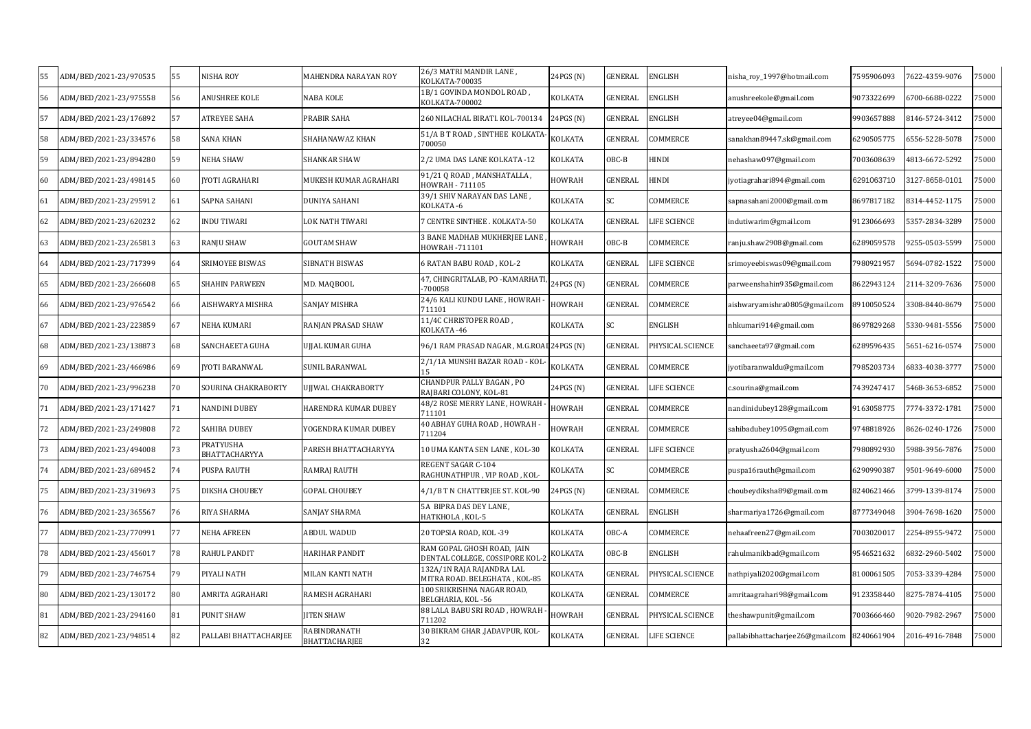| 55 | ADM/BED/2021-23/970535 | 55 | NISHA ROY | MAHENDRA NARAYAN ROY | 26/3 MATRI MANDIR LANE , KOLKATA-700035 | 24PGS (N) | GENERAL | ENGLISH | nisha_roy_1997@hotmail.com | 7595906093 | 7622-4359-9076 | 75000 |
|---|---|---|---|---|---|---|---|---|---|---|---|---|
| 56 | ADM/BED/2021-23/975558 | 56 | ANUSHREE KOLE | NABA KOLE | 1B/1 GOVINDA MONDOL ROAD , KOLKATA-700002 | KOLKATA | GENERAL | ENGLISH | anushreekole@gmail.com | 9073322699 | 6700-6688-0222 | 75000 |
| 57 | ADM/BED/2021-23/176892 | 57 | ATREYEE SAHA | PRABIR SAHA | 260 NILACHAL BIRATI. KOL-700134 | 24PGS (N) | GENERAL | ENGLISH | atreyee04@gmail.com | 9903657888 | 8146-5724-3412 | 75000 |
| 58 | ADM/BED/2021-23/334576 | 58 | SANA KHAN | SHAHANAWAZ KHAN | 51/A B T ROAD , SINTHEE KOLKATA-700050 | KOLKATA | GENERAL | COMMERCE | sanakhan89447.sk@gmail.com | 6290505775 | 6556-5228-5078 | 75000 |
| 59 | ADM/BED/2021-23/894280 | 59 | NEHA SHAW | SHANKAR SHAW | 2/2 UMA DAS LANE KOLKATA -12 | KOLKATA | OBC-B | HINDI | nehashaw097@gmail.com | 7003608639 | 4813-6672-5292 | 75000 |
| 60 | ADM/BED/2021-23/498145 | 60 | JYOTI AGRAHARI | MUKESH KUMAR AGRAHARI | 91/21 Q ROAD , MANSHATALLA , HOWRAH - 711105 | HOWRAH | GENERAL | HINDI | jyotiagrahari894@gmail.com | 6291063710 | 3127-8658-0101 | 75000 |
| 61 | ADM/BED/2021-23/295912 | 61 | SAPNA SAHANI | DUNIYA SAHANI | 39/1 SHIV NARAYAN DAS LANE , KOLKATA -6 | KOLKATA | SC | COMMERCE | sapnasahani2000@gmail.com | 8697817182 | 8314-4452-1175 | 75000 |
| 62 | ADM/BED/2021-23/620232 | 62 | INDU TIWARI | LOK NATH TIWARI | 7 CENTRE SINTHEE . KOLKATA-50 | KOLKATA | GENERAL | LIFE SCIENCE | indutiwarim@gmail.com | 9123066693 | 5357-2834-3289 | 75000 |
| 63 | ADM/BED/2021-23/265813 | 63 | RANJU SHAW | GOUTAM SHAW | 3 BANE MADHAB MUKHERJEE LANE , HOWRAH -711101 | HOWRAH | OBC-B | COMMERCE | ranju.shaw2908@gmail.com | 6289059578 | 9255-0503-5599 | 75000 |
| 64 | ADM/BED/2021-23/717399 | 64 | SRIMOYEE BISWAS | SIBNATH BISWAS | 6 RATAN BABU ROAD , KOL-2 | KOLKATA | GENERAL | LIFE SCIENCE | srimoyeebiswas09@gmail.com | 7980921957 | 5694-0782-1522 | 75000 |
| 65 | ADM/BED/2021-23/266608 | 65 | SHAHIN PARWEEN | MD. MAQBOOL | 47, CHINGRITALAB, PO -KAMARHATI, -700058 | 24PGS (N) | GENERAL | COMMERCE | parweenshahin935@gmail.com | 8622943124 | 2114-3209-7636 | 75000 |
| 66 | ADM/BED/2021-23/976542 | 66 | AISHWARYA MISHRA | SANJAY MISHRA | 24/6 KALI KUNDU LANE , HOWRAH - 711101 | HOWRAH | GENERAL | COMMERCE | aishwaryamishra0805@gmail.com | 8910050524 | 3308-8440-8679 | 75000 |
| 67 | ADM/BED/2021-23/223859 | 67 | NEHA KUMARI | RANJAN PRASAD SHAW | 11/4C CHRISTOPER ROAD , KOLKATA -46 | KOLKATA | SC | ENGLISH | nhkumari914@gmail.com | 8697829268 | 5330-9481-5556 | 75000 |
| 68 | ADM/BED/2021-23/138873 | 68 | SANCHAEETA GUHA | UJJAL KUMAR GUHA | 96/1 RAM PRASAD NAGAR , M.G.ROAD | 24PGS (N) | GENERAL | PHYSICAL SCIENCE | sanchaeeta97@gmail.com | 6289596435 | 5651-6216-0574 | 75000 |
| 69 | ADM/BED/2021-23/466986 | 69 | JYOTI BARANWAL | SUNIL BARANWAL | 2/1/1A MUNSHI BAZAR ROAD - KOL-15 | KOLKATA | GENERAL | COMMERCE | jyotibaranwaldu@gmail.com | 7985203734 | 6833-4038-3777 | 75000 |
| 70 | ADM/BED/2021-23/996238 | 70 | SOURINA CHAKRABORTY | UJJWAL CHAKRABORTY | CHANDPUR PALLY BAGAN , PO RAJBARI COLONY, KOL-81 | 24PGS (N) | GENERAL | LIFE SCIENCE | c.sourina@gmail.com | 7439247417 | 5468-3653-6852 | 75000 |
| 71 | ADM/BED/2021-23/171427 | 71 | NANDINI DUBEY | HARENDRA KUMAR DUBEY | 48/2 ROSE MERRY LANE , HOWRAH - 711101 | HOWRAH | GENERAL | COMMERCE | nandinidubey128@gmail.com | 9163058775 | 7774-3372-1781 | 75000 |
| 72 | ADM/BED/2021-23/249808 | 72 | SAHIBA DUBEY | YOGENDRA KUMAR DUBEY | 40 ABHAY GUHA ROAD , HOWRAH - 711204 | HOWRAH | GENERAL | COMMERCE | sahibadubey1095@gmail.com | 9748818926 | 8626-0240-1726 | 75000 |
| 73 | ADM/BED/2021-23/494008 | 73 | PRATYUSHA BHATTACHARYYA | PARESH BHATTACHARYYA | 10 UMA KANTA SEN LANE , KOL-30 | KOLKATA | GENERAL | LIFE SCIENCE | pratyusha2604@gmail.com | 7980892930 | 5988-3956-7876 | 75000 |
| 74 | ADM/BED/2021-23/689452 | 74 | PUSPA RAUTH | RAMRAJ RAUTH | REGENT SAGAR C-104 RAGHUNATHPUR , VIP ROAD , KOL- | KOLKATA | SC | COMMERCE | puspa16rauth@gmail.com | 6290990387 | 9501-9649-6000 | 75000 |
| 75 | ADM/BED/2021-23/319693 | 75 | DIKSHA CHOUBEY | GOPAL CHOUBEY | 4/1/B T N CHATTERJEE ST. KOL-90 | 24PGS (N) | GENERAL | COMMERCE | choubeydiksha89@gmail.com | 8240621466 | 3799-1339-8174 | 75000 |
| 76 | ADM/BED/2021-23/365567 | 76 | RIYA SHARMA | SANJAY SHARMA | 5A BIPRA DAS DEY LANE , HATKHOLA , KOL-5 | KOLKATA | GENERAL | ENGLISH | sharmariya1726@gmail.com | 8777349048 | 3904-7698-1620 | 75000 |
| 77 | ADM/BED/2021-23/770991 | 77 | NEHA AFREEN | ABDUL WADUD | 20 TOPSIA ROAD, KOL -39 | KOLKATA | OBC-A | COMMERCE | nehaafreen27@gmail.com | 7003020017 | 2254-8955-9472 | 75000 |
| 78 | ADM/BED/2021-23/456017 | 78 | RAHUL PANDIT | HARIHAR PANDIT | RAM GOPAL GHOSH ROAD, JAIN DENTAL COLLEGE, COSSIPORE KOL-2 | KOLKATA | OBC-B | ENGLISH | rahulmanikbad@gmail.com | 9546521632 | 6832-2960-5402 | 75000 |
| 79 | ADM/BED/2021-23/746754 | 79 | PIYALI NATH | MILAN KANTI NATH | 132A/1N RAJA RAJANDRA LAL MITRA ROAD. BELEGHATA , KOL-85 | KOLKATA | GENERAL | PHYSICAL SCIENCE | nathpiyali2020@gmail.com | 8100061505 | 7053-3339-4284 | 75000 |
| 80 | ADM/BED/2021-23/130172 | 80 | AMRITA AGRAHARI | RAMESH AGRAHARI | 100 SRIKRISHNA NAGAR ROAD, BELGHARIA, KOL -56 | KOLKATA | GENERAL | COMMERCE | amritaagrahari98@gmail.com | 9123358440 | 8275-7874-4105 | 75000 |
| 81 | ADM/BED/2021-23/294160 | 81 | PUNIT SHAW | JITEN SHAW | 88 LALA BABU SRI ROAD , HOWRAH - 711202 | HOWRAH | GENERAL | PHYSICAL SCIENCE | theshawpunit@gmail.com | 7003666460 | 9020-7982-2967 | 75000 |
| 82 | ADM/BED/2021-23/948514 | 82 | PALLABI BHATTACHARJEE | RABINDRANATH BHATTACHARJEE | 30 BIKRAM GHAR ,JADAVPUR, KOL-32 | KOLKATA | GENERAL | LIFE SCIENCE | pallabibhattacharjee26@gmail.com | 8240661904 | 2016-4916-7848 | 75000 |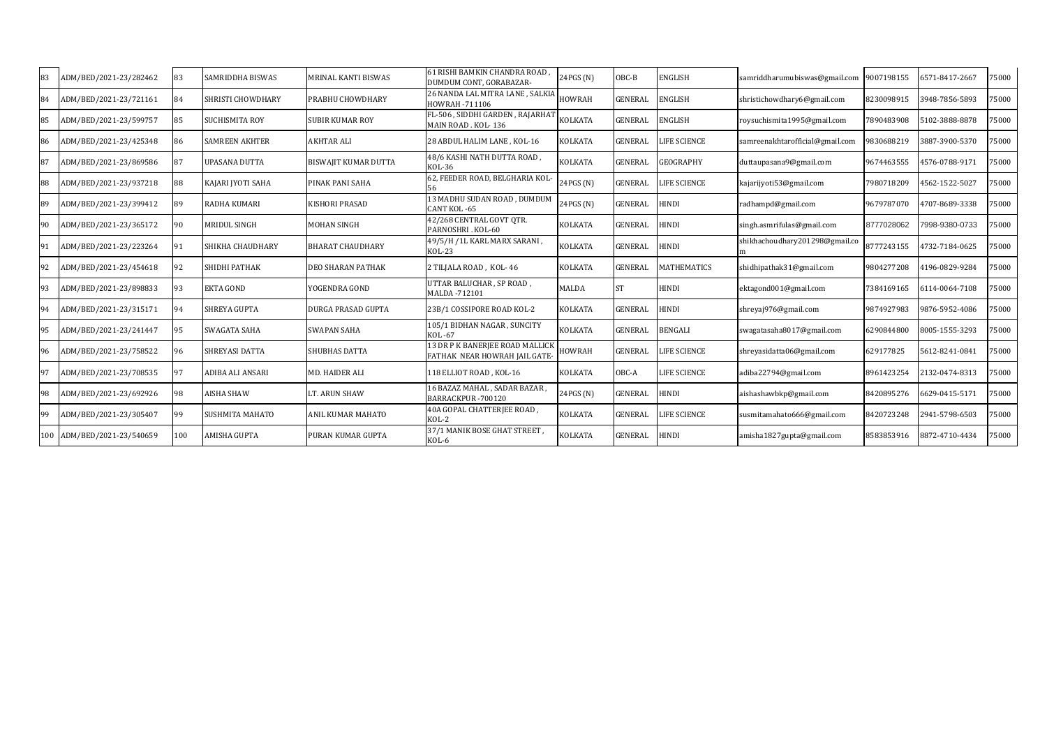| | | | | | | | | | | | | |
|---|---|---|---|---|---|---|---|---|---|---|---|---|
| 83 | ADM/BED/2021-23/282462 | 83 | SAMRIDDHA BISWAS | MRINAL KANTI BISWAS | 61 RISHI BAMKIN CHANDRA ROAD , DUMDUM CONT, GORABAZAR- | 24PGS (N) | OBC-B | ENGLISH | samriddharumubiswas@gmail.com | 9007198155 | 6571-8417-2667 | 75000 |
| 84 | ADM/BED/2021-23/721161 | 84 | SHRISTI CHOWDHARY | PRABHU CHOWDHARY | 26 NANDA LAL MITRA LANE , SALKIA HOWRAH -711106 | HOWRAH | GENERAL | ENGLISH | shristichowdhary6@gmail.com | 8230098915 | 3948-7856-5893 | 75000 |
| 85 | ADM/BED/2021-23/599757 | 85 | SUCHISMITA ROY | SUBIR KUMAR ROY | FL-506 , SIDDHI GARDEN , RAJARHAT MAIN ROAD . KOL- 136 | KOLKATA | GENERAL | ENGLISH | roysuchismita1995@gmail.com | 7890483908 | 5102-3888-8878 | 75000 |
| 86 | ADM/BED/2021-23/425348 | 86 | SAMREEN AKHTER | AKHTAR ALI | 28 ABDUL HALIM LANE , KOL-16 | KOLKATA | GENERAL | LIFE SCIENCE | samreenakhtarofficial@gmail.com | 9830688219 | 3887-3900-5370 | 75000 |
| 87 | ADM/BED/2021-23/869586 | 87 | UPASANA DUTTA | BISWAJIT KUMAR DUTTA | 48/6 KASHI NATH DUTTA ROAD , KOL-36 | KOLKATA | GENERAL | GEOGRAPHY | duttaupasana9@gmail.com | 9674463555 | 4576-0788-9171 | 75000 |
| 88 | ADM/BED/2021-23/937218 | 88 | KAJARI JYOTI SAHA | PINAK PANI SAHA | 62, FEEDER ROAD, BELGHARIA KOL-56 | 24PGS (N) | GENERAL | LIFE SCIENCE | kajarijyoti53@gmail.com | 7980718209 | 4562-1522-5027 | 75000 |
| 89 | ADM/BED/2021-23/399412 | 89 | RADHA KUMARI | KISHORI PRASAD | 13 MADHU SUDAN ROAD , DUMDUM CANT KOL -65 | 24PGS (N) | GENERAL | HINDI | radhampd@gmail.com | 9679787070 | 4707-8689-3338 | 75000 |
| 90 | ADM/BED/2021-23/365172 | 90 | MRIDUL SINGH | MOHAN SINGH | 42/268 CENTRAL GOVT QTR. PARNOSHRI . KOL-60 | KOLKATA | GENERAL | HINDI | singh.asmrifulas@gmail.com | 8777028062 | 7998-9380-0733 | 75000 |
| 91 | ADM/BED/2021-23/223264 | 91 | SHIKHA CHAUDHARY | BHARAT CHAUDHARY | 49/5/H /1L KARL MARX SARANI , KOL-23 | KOLKATA | GENERAL | HINDI | shikhachoudhary201298@gmail.com | 8777243155 | 4732-7184-0625 | 75000 |
| 92 | ADM/BED/2021-23/454618 | 92 | SHIDHI PATHAK | DEO SHARAN PATHAK | 2 TILJALA ROAD , KOL- 46 | KOLKATA | GENERAL | MATHEMATICS | shidhipathak31@gmail.com | 9804277208 | 4196-0829-9284 | 75000 |
| 93 | ADM/BED/2021-23/898833 | 93 | EKTA GOND | YOGENDRA GOND | UTTAR BALUCHAR , SP ROAD , MALDA -712101 | MALDA | ST | HINDI | ektagond001@gmail.com | 7384169165 | 6114-0064-7108 | 75000 |
| 94 | ADM/BED/2021-23/315171 | 94 | SHREYA GUPTA | DURGA PRASAD GUPTA | 23B/1 COSSIPORE ROAD KOL-2 | KOLKATA | GENERAL | HINDI | shreyaj976@gmail.com | 9874927983 | 9876-5952-4086 | 75000 |
| 95 | ADM/BED/2021-23/241447 | 95 | SWAGATA SAHA | SWAPAN SAHA | 105/1 BIDHAN NAGAR , SUNCITY KOL -67 | KOLKATA | GENERAL | BENGALI | swagatasaha8017@gmail.com | 6290844800 | 8005-1555-3293 | 75000 |
| 96 | ADM/BED/2021-23/758522 | 96 | SHREYASI DATTA | SHUBHAS DATTA | 13 DR P K BANERJEE ROAD MALLICK FATHAK NEAR HOWRAH JAIL GATE- | HOWRAH | GENERAL | LIFE SCIENCE | shreyasidatta06@gmail.com | 629177825 | 5612-8241-0841 | 75000 |
| 97 | ADM/BED/2021-23/708535 | 97 | ADIBA ALI ANSARI | MD. HAIDER ALI | 118 ELLIOT ROAD , KOL-16 | KOLKATA | OBC-A | LIFE SCIENCE | adiba22794@gmail.com | 8961423254 | 2132-0474-8313 | 75000 |
| 98 | ADM/BED/2021-23/692926 | 98 | AISHA SHAW | LT. ARUN SHAW | 16 BAZAZ MAHAL , SADAR BAZAR , BARRACKPUR -700120 | 24PGS (N) | GENERAL | HINDI | aishashawbkp@gmail.com | 8420895276 | 6629-0415-5171 | 75000 |
| 99 | ADM/BED/2021-23/305407 | 99 | SUSHMITA MAHATO | ANIL KUMAR MAHATO | 40A GOPAL CHATTERJEE ROAD , KOL-2 | KOLKATA | GENERAL | LIFE SCIENCE | susmitamahato666@gmail.com | 8420723248 | 2941-5798-6503 | 75000 |
| 100 | ADM/BED/2021-23/540659 | 100 | AMISHA GUPTA | PURAN KUMAR GUPTA | 37/1 MANIK BOSE GHAT STREET , KOL-6 | KOLKATA | GENERAL | HINDI | amisha1827gupta@gmail.com | 8583853916 | 8872-4710-4434 | 75000 |